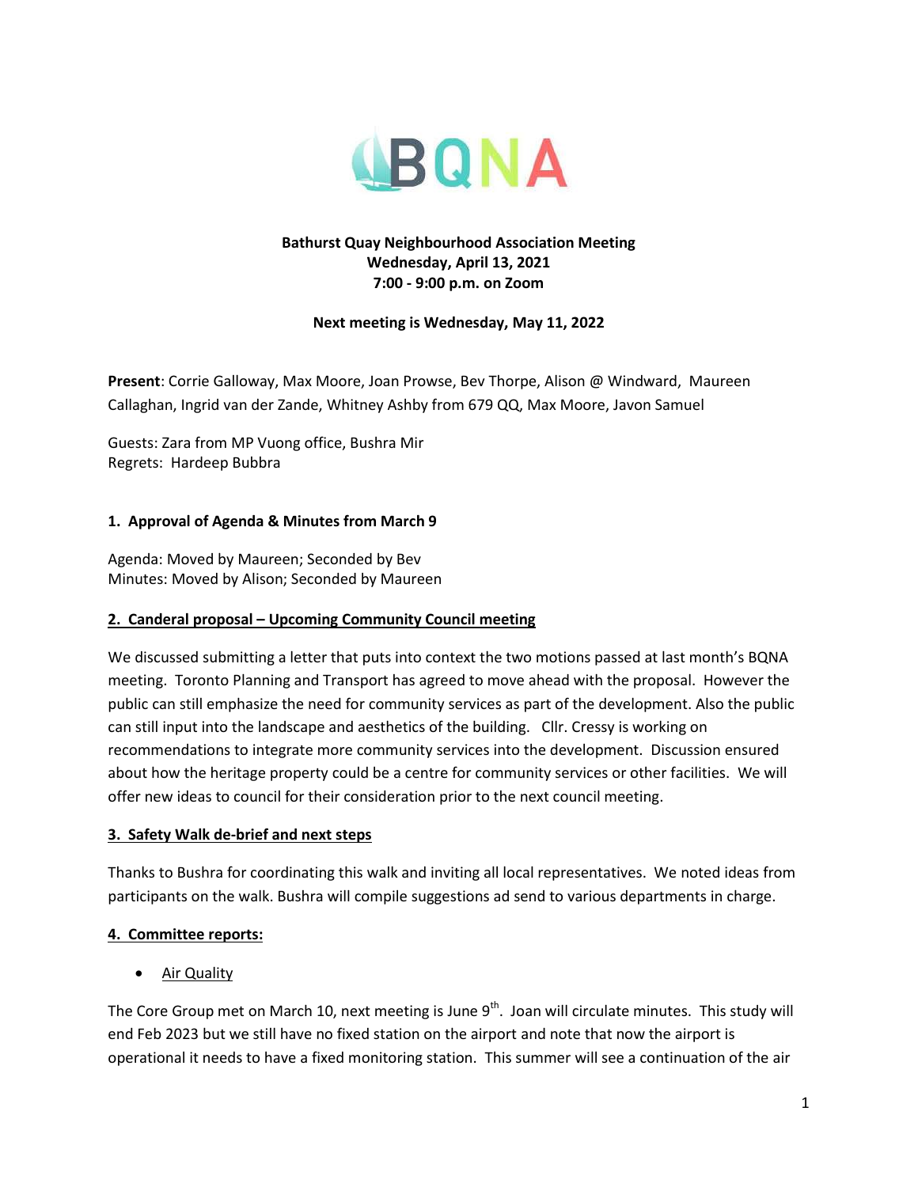BQNA

**Bathurst Quay Neighbourhood Association Meeting**
**Wednesday, April 13, 2021**
**7:00 - 9:00 p.m. on Zoom**

**Next meeting is Wednesday, May 11, 2022**

**Present**: Corrie Galloway, Max Moore, Joan Prowse, Bev Thorpe, Alison @ Windward, Maureen Callaghan, Ingrid van der Zande, Whitney Ashby from 679 QQ, Max Moore, Javon Samuel

Guests: Zara from MP Vuong office, Bushra Mir
Regrets: Hardeep Bubbra

**1. Approval of Agenda & Minutes from March 9**

Agenda: Moved by Maureen; Seconded by Bev
Minutes: Moved by Alison; Seconded by Maureen

**2. Canderal proposal – Upcoming Community Council meeting**

We discussed submitting a letter that puts into context the two motions passed at last month's BQNA meeting. Toronto Planning and Transport has agreed to move ahead with the proposal. However the public can still emphasize the need for community services as part of the development. Also the public can still input into the landscape and aesthetics of the building. Cllr. Cressy is working on recommendations to integrate more community services into the development. Discussion ensured about how the heritage property could be a centre for community services or other facilities. We will offer new ideas to council for their consideration prior to the next council meeting.

**3. Safety Walk de-brief and next steps**

Thanks to Bushra for coordinating this walk and inviting all local representatives. We noted ideas from participants on the walk. Bushra will compile suggestions ad send to various departments in charge.

**4. Committee reports:**

- Air Quality

The Core Group met on March 10, next meeting is June 9th. Joan will circulate minutes. This study will end Feb 2023 but we still have no fixed station on the airport and note that now the airport is operational it needs to have a fixed monitoring station. This summer will see a continuation of the air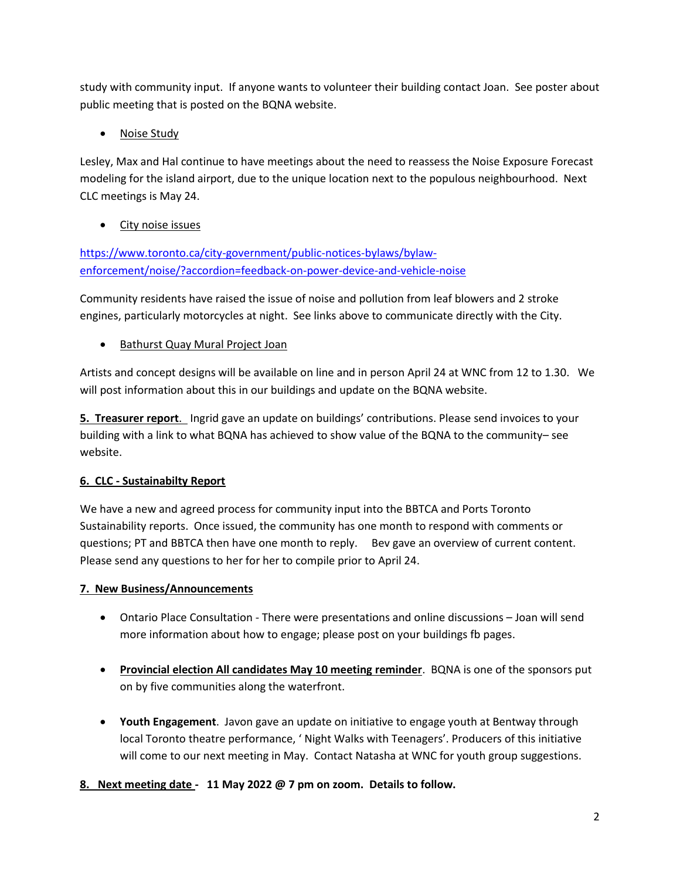study with community input. If anyone wants to volunteer their building contact Joan. See poster about public meeting that is posted on the BQNA website.

- Noise Study

Lesley, Max and Hal continue to have meetings about the need to reassess the Noise Exposure Forecast modeling for the island airport, due to the unique location next to the populous neighbourhood. Next CLC meetings is May 24.

- City noise issues

https://www.toronto.ca/city-government/public-notices-bylaws/bylaw-enforcement/noise/?accordion=feedback-on-power-device-and-vehicle-noise

Community residents have raised the issue of noise and pollution from leaf blowers and 2 stroke engines, particularly motorcycles at night. See links above to communicate directly with the City.

- Bathurst Quay Mural Project Joan

Artists and concept designs will be available on line and in person April 24 at WNC from 12 to 1.30. We will post information about this in our buildings and update on the BQNA website.

**5. Treasurer report.** Ingrid gave an update on buildings' contributions. Please send invoices to your building with a link to what BQNA has achieved to show value of the BQNA to the community– see website.

**6. CLC - Sustainabilty Report**

We have a new and agreed process for community input into the BBTCA and Ports Toronto Sustainability reports. Once issued, the community has one month to respond with comments or questions; PT and BBTCA then have one month to reply. Bev gave an overview of current content. Please send any questions to her for her to compile prior to April 24.

**7. New Business/Announcements**

- Ontario Place Consultation - There were presentations and online discussions – Joan will send more information about how to engage; please post on your buildings fb pages.

- **Provincial election All candidates May 10 meeting reminder**. BQNA is one of the sponsors put on by five communities along the waterfront.

- **Youth Engagement**. Javon gave an update on initiative to engage youth at Bentway through local Toronto theatre performance, ' Night Walks with Teenagers'. Producers of this initiative will come to our next meeting in May. Contact Natasha at WNC for youth group suggestions.

**8. Next meeting date - 11 May 2022 @ 7 pm on zoom. Details to follow.**